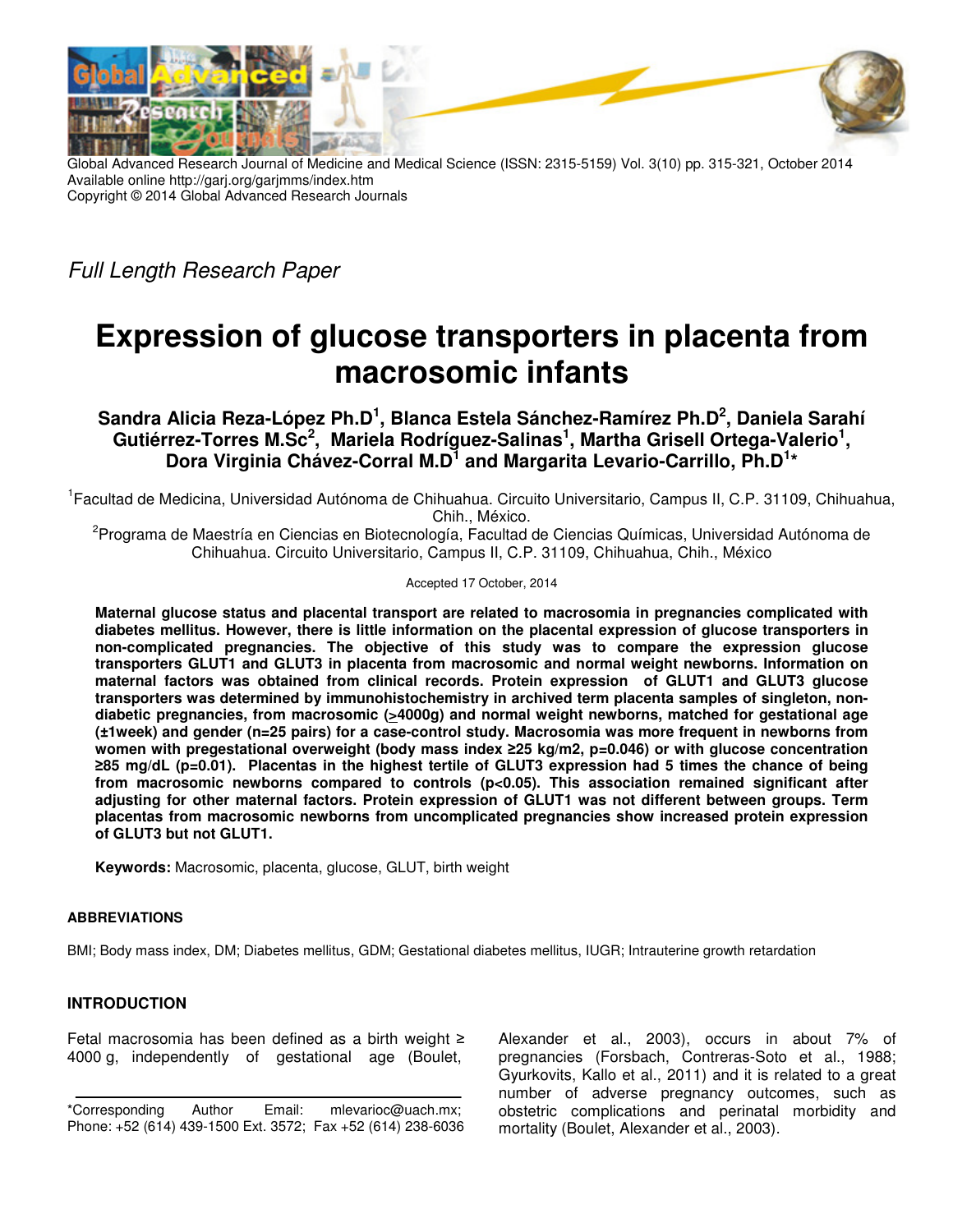Global Advanced Research Journal of Medicine and Medical Science (ISSN: 2315-5159) Vol. 3(10) pp. 315-321, October 2014
Available online http://garj.org/garjmms/index.htm
Copyright © 2014 Global Advanced Research Journals

*Full Length Research Paper*

# Expression of glucose transporters in placenta from macrosomic infants

**Sandra Alicia Reza-López Ph.D[1], Blanca Estela Sánchez-Ramírez Ph.D[2], Daniela Sarahí Gutiérrez-Torres M.Sc[2], Mariela Rodríguez-Salinas[1], Martha Grisell Ortega-Valerio[1], Dora Virginia Chávez-Corral M.D[1] and Margarita Levario-Carrillo, Ph.D[1]***

[1]Facultad de Medicina, Universidad Autónoma de Chihuahua. Circuito Universitario, Campus II, C.P. 31109, Chihuahua, Chih., México.

[2]Programa de Maestría en Ciencias en Biotecnología, Facultad de Ciencias Químicas, Universidad Autónoma de Chihuahua. Circuito Universitario, Campus II, C.P. 31109, Chihuahua, Chih., México

Accepted 17 October, 2014

**Maternal glucose status and placental transport are related to macrosomia in pregnancies complicated with diabetes mellitus. However, there is little information on the placental expression of glucose transporters in non-complicated pregnancies. The objective of this study was to compare the expression glucose transporters GLUT1 and GLUT3 in placenta from macrosomic and normal weight newborns. Information on maternal factors was obtained from clinical records. Protein expression of GLUT1 and GLUT3 glucose transporters was determined by immunohistochemistry in archived term placenta samples of singleton, non-diabetic pregnancies, from macrosomic (≥4000g) and normal weight newborns, matched for gestational age (±1week) and gender (n=25 pairs) for a case-control study. Macrosomia was more frequent in newborns from women with pregestational overweight (body mass index ≥25 kg/m2, p=0.046) or with glucose concentration ≥85 mg/dL (p=0.01). Placentas in the highest tertile of GLUT3 expression had 5 times the chance of being from macrosomic newborns compared to controls (p<0.05). This association remained significant after adjusting for other maternal factors. Protein expression of GLUT1 was not different between groups. Term placentas from macrosomic newborns from uncomplicated pregnancies show increased protein expression of GLUT3 but not GLUT1.**

**Keywords:** Macrosomic, placenta, glucose, GLUT, birth weight

## ABBREVIATIONS

BMI; Body mass index, DM; Diabetes mellitus, GDM; Gestational diabetes mellitus, IUGR; Intrauterine growth retardation

## INTRODUCTION

Fetal macrosomia has been defined as a birth weight ≥ 4000 g, independently of gestational age (Boulet, Alexander et al., 2003), occurs in about 7% of pregnancies (Forsbach, Contreras-Soto et al., 1988; Gyurkovits, Kallo et al., 2011) and it is related to a great number of adverse pregnancy outcomes, such as obstetric complications and perinatal morbidity and mortality (Boulet, Alexander et al., 2003).

*Corresponding Author Email: mlevarioc@uach.mx; Phone: +52 (614) 439-1500 Ext. 3572; Fax +52 (614) 238-6036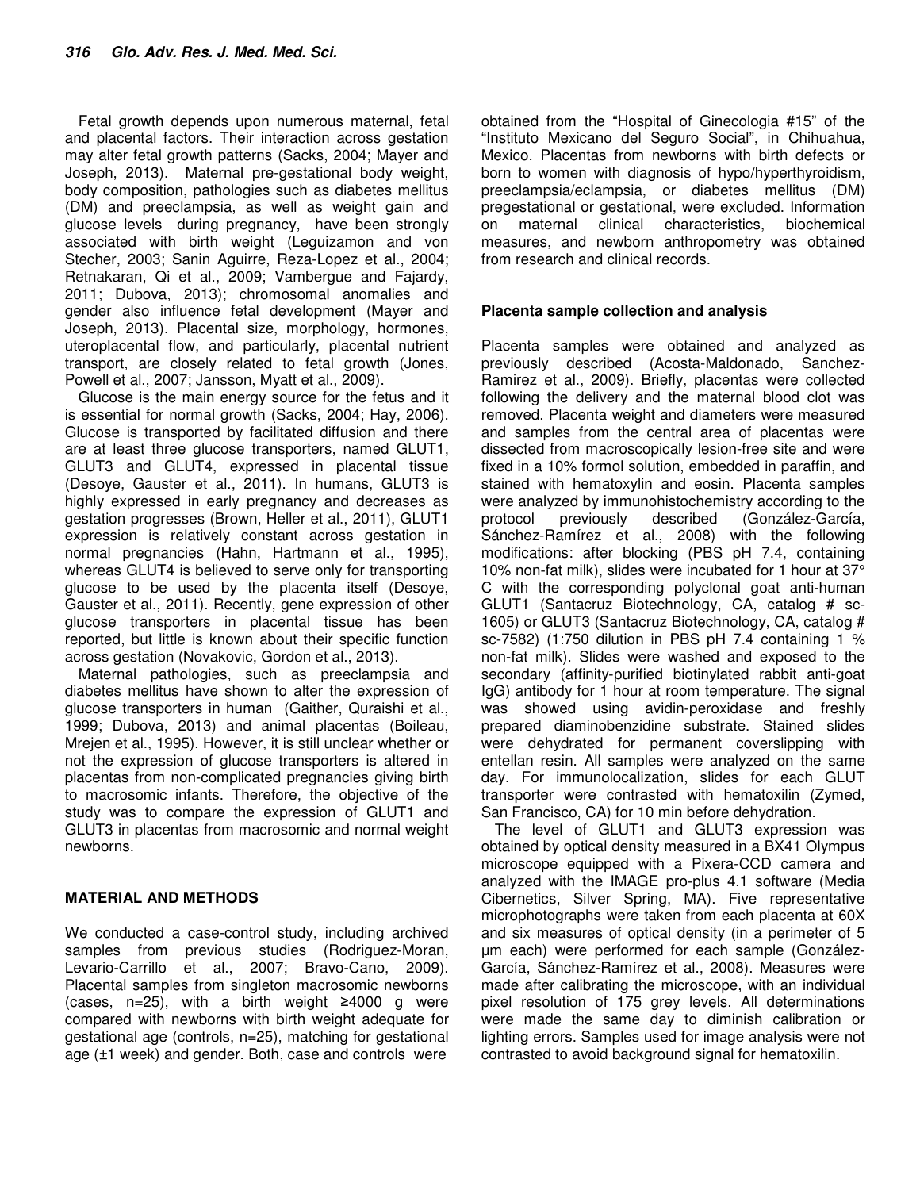Fetal growth depends upon numerous maternal, fetal and placental factors. Their interaction across gestation may alter fetal growth patterns (Sacks, 2004; Mayer and Joseph, 2013). Maternal pre-gestational body weight, body composition, pathologies such as diabetes mellitus (DM) and preeclampsia, as well as weight gain and glucose levels during pregnancy, have been strongly associated with birth weight (Leguizamon and von Stecher, 2003; Sanin Aguirre, Reza-Lopez et al., 2004; Retnakaran, Qi et al., 2009; Vambergue and Fajardy, 2011; Dubova, 2013); chromosomal anomalies and gender also influence fetal development (Mayer and Joseph, 2013). Placental size, morphology, hormones, uteroplacental flow, and particularly, placental nutrient transport, are closely related to fetal growth (Jones, Powell et al., 2007; Jansson, Myatt et al., 2009).

Glucose is the main energy source for the fetus and it is essential for normal growth (Sacks, 2004; Hay, 2006). Glucose is transported by facilitated diffusion and there are at least three glucose transporters, named GLUT1, GLUT3 and GLUT4, expressed in placental tissue (Desoye, Gauster et al., 2011). In humans, GLUT3 is highly expressed in early pregnancy and decreases as gestation progresses (Brown, Heller et al., 2011), GLUT1 expression is relatively constant across gestation in normal pregnancies (Hahn, Hartmann et al., 1995), whereas GLUT4 is believed to serve only for transporting glucose to be used by the placenta itself (Desoye, Gauster et al., 2011). Recently, gene expression of other glucose transporters in placental tissue has been reported, but little is known about their specific function across gestation (Novakovic, Gordon et al., 2013).

Maternal pathologies, such as preeclampsia and diabetes mellitus have shown to alter the expression of glucose transporters in human (Gaither, Quraishi et al., 1999; Dubova, 2013) and animal placentas (Boileau, Mrejen et al., 1995). However, it is still unclear whether or not the expression of glucose transporters is altered in placentas from non-complicated pregnancies giving birth to macrosomic infants. Therefore, the objective of the study was to compare the expression of GLUT1 and GLUT3 in placentas from macrosomic and normal weight newborns.

## MATERIAL AND METHODS

We conducted a case-control study, including archived samples from previous studies (Rodriguez-Moran, Levario-Carrillo et al., 2007; Bravo-Cano, 2009). Placental samples from singleton macrosomic newborns (cases, n=25), with a birth weight ≥4000 g were compared with newborns with birth weight adequate for gestational age (controls, n=25), matching for gestational age (±1 week) and gender. Both, case and controls were obtained from the "Hospital of Ginecologia #15" of the "Instituto Mexicano del Seguro Social", in Chihuahua, Mexico. Placentas from newborns with birth defects or born to women with diagnosis of hypo/hyperthyroidism, preeclampsia/eclampsia, or diabetes mellitus (DM) pregestational or gestational, were excluded. Information on maternal clinical characteristics, biochemical measures, and newborn anthropometry was obtained from research and clinical records.

### Placenta sample collection and analysis

Placenta samples were obtained and analyzed as previously described (Acosta-Maldonado, Sanchez-Ramirez et al., 2009). Briefly, placentas were collected following the delivery and the maternal blood clot was removed. Placenta weight and diameters were measured and samples from the central area of placentas were dissected from macroscopically lesion-free site and were fixed in a 10% formol solution, embedded in paraffin, and stained with hematoxylin and eosin. Placenta samples were analyzed by immunohistochemistry according to the protocol previously described (González-García, Sánchez-Ramírez et al., 2008) with the following modifications: after blocking (PBS pH 7.4, containing 10% non-fat milk), slides were incubated for 1 hour at 37° C with the corresponding polyclonal goat anti-human GLUT1 (Santacruz Biotechnology, CA, catalog # sc-1605) or GLUT3 (Santacruz Biotechnology, CA, catalog # sc-7582) (1:750 dilution in PBS pH 7.4 containing 1 % non-fat milk). Slides were washed and exposed to the secondary (affinity-purified biotinylated rabbit anti-goat IgG) antibody for 1 hour at room temperature. The signal was showed using avidin-peroxidase and freshly prepared diaminobenzidine substrate. Stained slides were dehydrated for permanent coverslipping with entellan resin. All samples were analyzed on the same day. For immunolocalization, slides for each GLUT transporter were contrasted with hematoxilin (Zymed, San Francisco, CA) for 10 min before dehydration.

The level of GLUT1 and GLUT3 expression was obtained by optical density measured in a BX41 Olympus microscope equipped with a Pixera-CCD camera and analyzed with the IMAGE pro-plus 4.1 software (Media Cibernetics, Silver Spring, MA). Five representative microphotographs were taken from each placenta at 60X and six measures of optical density (in a perimeter of 5 µm each) were performed for each sample (González-García, Sánchez-Ramírez et al., 2008). Measures were made after calibrating the microscope, with an individual pixel resolution of 175 grey levels. All determinations were made the same day to diminish calibration or lighting errors. Samples used for image analysis were not contrasted to avoid background signal for hematoxilin.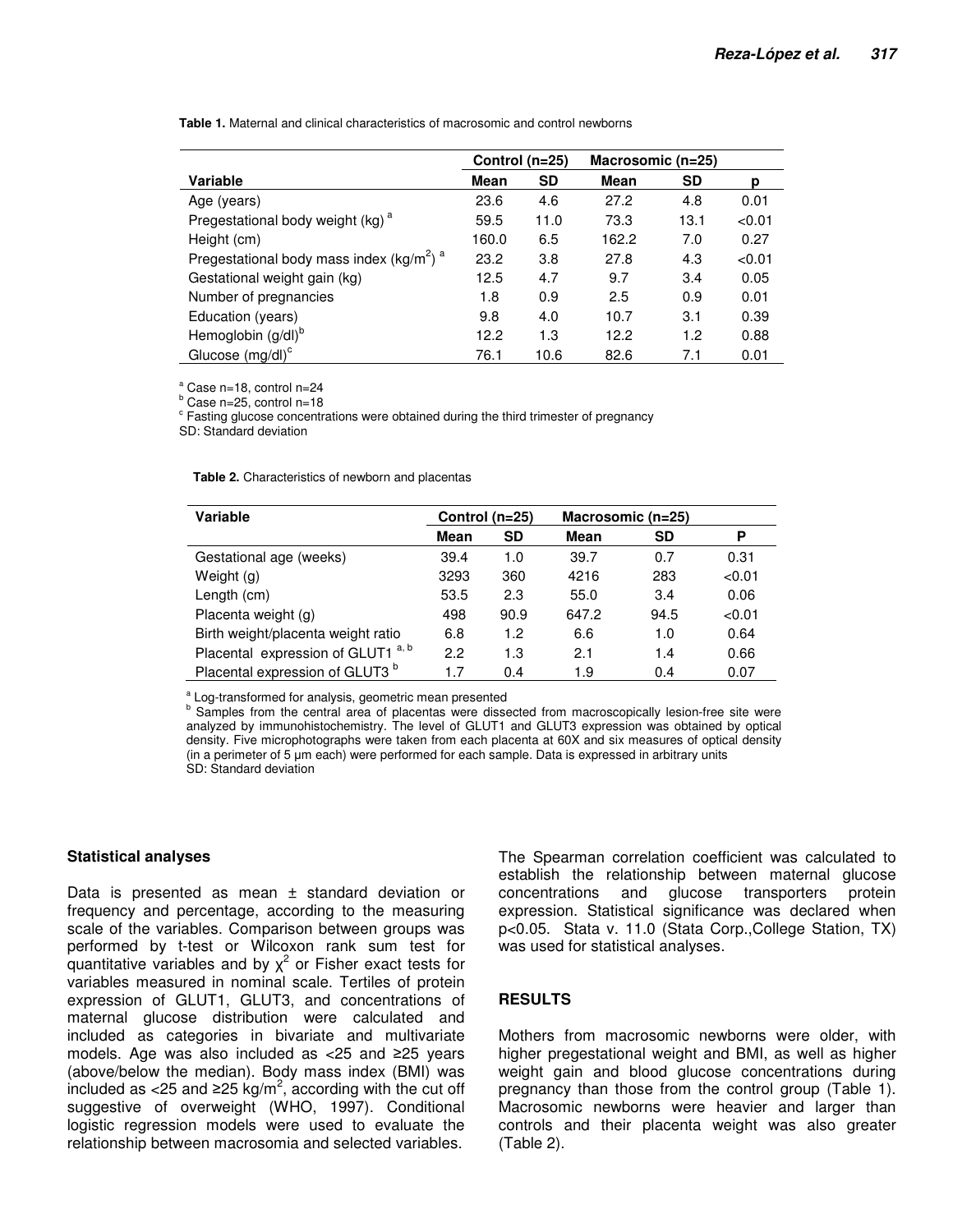**Table 1.** Maternal and clinical characteristics of macrosomic and control newborns

| Variable | Control (n=25) | | Macrosomic (n=25) | | |
|---|---|---|---|---|---|
| | Mean | SD | Mean | SD | p |
| Age (years) | 23.6 | 4.6 | 27.2 | 4.8 | 0.01 |
| Pregestational body weight (kg) [a] | 59.5 | 11.0 | 73.3 | 13.1 | <0.01 |
| Height (cm) | 160.0 | 6.5 | 162.2 | 7.0 | 0.27 |
| Pregestational body mass index (kg/m$^2$) [a] | 23.2 | 3.8 | 27.8 | 4.3 | <0.01 |
| Gestational weight gain (kg) | 12.5 | 4.7 | 9.7 | 3.4 | 0.05 |
| Number of pregnancies | 1.8 | 0.9 | 2.5 | 0.9 | 0.01 |
| Education (years) | 9.8 | 4.0 | 10.7 | 3.1 | 0.39 |
| Hemoglobin (g/dl)[b] | 12.2 | 1.3 | 12.2 | 1.2 | 0.88 |
| Glucose (mg/dl)[c] | 76.1 | 10.6 | 82.6 | 7.1 | 0.01 |

[a] Case n=18, control n=24
[b] Case n=25, control n=18
[c] Fasting glucose concentrations were obtained during the third trimester of pregnancy
SD: Standard deviation

**Table 2.** Characteristics of newborn and placentas

| Variable | Control (n=25) | | Macrosomic (n=25) | | |
|---|---|---|---|---|---|
| | Mean | SD | Mean | SD | P |
| Gestational age (weeks) | 39.4 | 1.0 | 39.7 | 0.7 | 0.31 |
| Weight (g) | 3293 | 360 | 4216 | 283 | <0.01 |
| Length (cm) | 53.5 | 2.3 | 55.0 | 3.4 | 0.06 |
| Placenta weight (g) | 498 | 90.9 | 647.2 | 94.5 | <0.01 |
| Birth weight/placenta weight ratio | 6.8 | 1.2 | 6.6 | 1.0 | 0.64 |
| Placental expression of GLUT1 [a, b] | 2.2 | 1.3 | 2.1 | 1.4 | 0.66 |
| Placental expression of GLUT3 [b] | 1.7 | 0.4 | 1.9 | 0.4 | 0.07 |

[a] Log-transformed for analysis, geometric mean presented
[b] Samples from the central area of placentas were dissected from macroscopically lesion-free site were analyzed by immunohistochemistry. The level of GLUT1 and GLUT3 expression was obtained by optical density. Five microphotographs were taken from each placenta at 60X and six measures of optical density (in a perimeter of 5 µm each) were performed for each sample. Data is expressed in arbitrary units
SD: Standard deviation

### Statistical analyses

Data is presented as mean ± standard deviation or frequency and percentage, according to the measuring scale of the variables. Comparison between groups was performed by t-test or Wilcoxon rank sum test for quantitative variables and by $\chi^2$ or Fisher exact tests for variables measured in nominal scale. Tertiles of protein expression of GLUT1, GLUT3, and concentrations of maternal glucose distribution were calculated and included as categories in bivariate and multivariate models. Age was also included as <25 and ≥25 years (above/below the median). Body mass index (BMI) was included as <25 and ≥25 kg/m$^2$, according with the cut off suggestive of overweight (WHO, 1997). Conditional logistic regression models were used to evaluate the relationship between macrosomia and selected variables.

The Spearman correlation coefficient was calculated to establish the relationship between maternal glucose concentrations and glucose transporters protein expression. Statistical significance was declared when $p<0.05$. Stata v. 11.0 (Stata Corp.,College Station, TX) was used for statistical analyses.

## RESULTS

Mothers from macrosomic newborns were older, with higher pregestational weight and BMI, as well as higher weight gain and blood glucose concentrations during pregnancy than those from the control group (Table 1). Macrosomic newborns were heavier and larger than controls and their placenta weight was also greater (Table 2).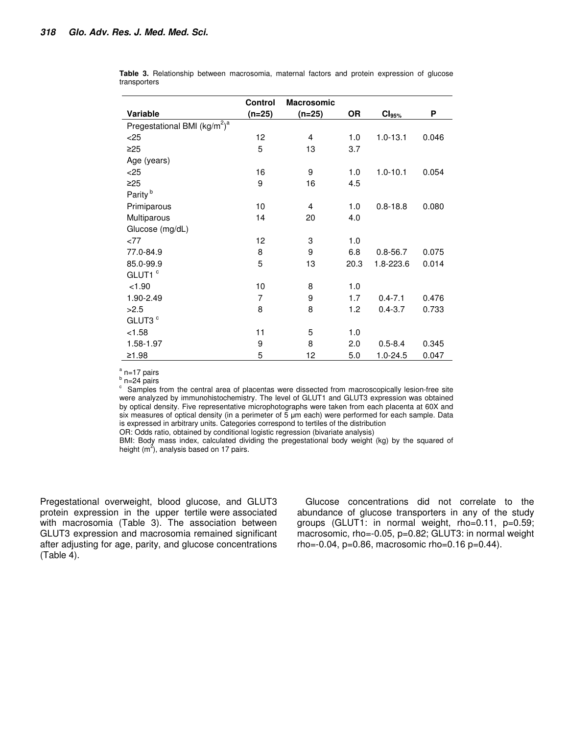**Table 3.** Relationship between macrosomia, maternal factors and protein expression of glucose transporters

| Variable | Control (n=25) | Macrosomic (n=25) | OR | $CI_{95\%}$ | P |
|---|---|---|---|---|---|
| Pregestational BMI ($kg/m^2$)[a] | | | | | |
| <25 | 12 | 4 | 1.0 | 1.0-13.1 | 0.046 |
| ≥25 | 5 | 13 | 3.7 | | |
| Age (years) | | | | | |
| <25 | 16 | 9 | 1.0 | 1.0-10.1 | 0.054 |
| ≥25 | 9 | 16 | 4.5 | | |
| Parity[b] | | | | | |
| Primiparous | 10 | 4 | 1.0 | 0.8-18.8 | 0.080 |
| Multiparous | 14 | 20 | 4.0 | | |
| Glucose (mg/dL) | | | | | |
| <77 | 12 | 3 | 1.0 | | |
| 77.0-84.9 | 8 | 9 | 6.8 | 0.8-56.7 | 0.075 |
| 85.0-99.9 | 5 | 13 | 20.3 | 1.8-223.6 | 0.014 |
| GLUT1[c] | | | | | |
| <1.90 | 10 | 8 | 1.0 | | |
| 1.90-2.49 | 7 | 9 | 1.7 | 0.4-7.1 | 0.476 |
| >2.5 | 8 | 8 | 1.2 | 0.4-3.7 | 0.733 |
| GLUT3[c] | | | | | |
| <1.58 | 11 | 5 | 1.0 | | |
| 1.58-1.97 | 9 | 8 | 2.0 | 0.5-8.4 | 0.345 |
| ≥1.98 | 5 | 12 | 5.0 | 1.0-24.5 | 0.047 |

[a] n=17 pairs
[b] n=24 pairs
[c] Samples from the central area of placentas were dissected from macroscopically lesion-free site were analyzed by immunohistochemistry. The level of GLUT1 and GLUT3 expression was obtained by optical density. Five representative microphotographs were taken from each placenta at 60X and six measures of optical density (in a perimeter of 5 μm each) were performed for each sample. Data is expressed in arbitrary units. Categories correspond to tertiles of the distribution
OR: Odds ratio, obtained by conditional logistic regression (bivariate analysis)
BMI: Body mass index, calculated dividing the pregestational body weight (kg) by the squared of height ($m^2$), analysis based on 17 pairs.

Pregestational overweight, blood glucose, and GLUT3 protein expression in the upper tertile were associated with macrosomia (Table 3). The association between GLUT3 expression and macrosomia remained significant after adjusting for age, parity, and glucose concentrations (Table 4).

Glucose concentrations did not correlate to the abundance of glucose transporters in any of the study groups (GLUT1: in normal weight, rho=0.11, p=0.59; macrosomic, rho=-0.05, p=0.82; GLUT3: in normal weight rho=-0.04, p=0.86, macrosomic rho=0.16 p=0.44).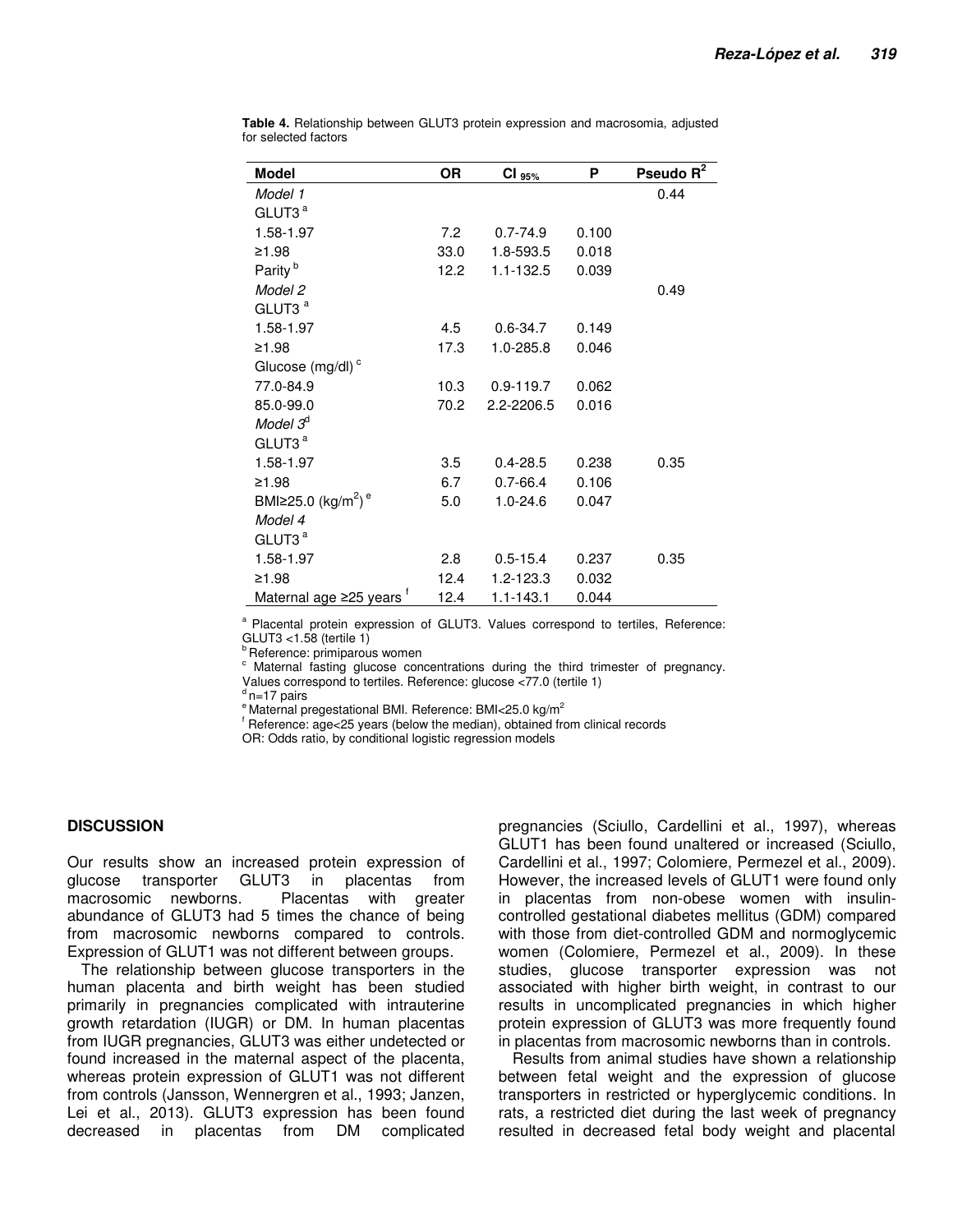**Table 4.** Relationship between GLUT3 protein expression and macrosomia, adjusted for selected factors

| Model | OR | $CI_{95\%}$ | P | Pseudo $R^2$ |
|---|---|---|---|---|
| *Model 1* | | | | 0.44 |
| GLUT3 [a] | | | | |
| 1.58-1.97 | 7.2 | 0.7-74.9 | 0.100 | |
| ≥1.98 | 33.0 | 1.8-593.5 | 0.018 | |
| Parity [b] | 12.2 | 1.1-132.5 | 0.039 | |
| *Model 2* | | | | 0.49 |
| GLUT3 [a] | | | | |
| 1.58-1.97 | 4.5 | 0.6-34.7 | 0.149 | |
| ≥1.98 | 17.3 | 1.0-285.8 | 0.046 | |
| Glucose (mg/dl) [c] | | | | |
| 77.0-84.9 | 10.3 | 0.9-119.7 | 0.062 | |
| 85.0-99.0 | 70.2 | 2.2-2206.5 | 0.016 | |
| *Model 3*[d] | | | | |
| GLUT3 [a] | | | | |
| 1.58-1.97 | 3.5 | 0.4-28.5 | 0.238 | 0.35 |
| ≥1.98 | 6.7 | 0.7-66.4 | 0.106 | |
| BMI≥25.0 (kg/$m^2$) [e] | 5.0 | 1.0-24.6 | 0.047 | |
| *Model 4* | | | | |
| GLUT3 [a] | | | | |
| 1.58-1.97 | 2.8 | 0.5-15.4 | 0.237 | 0.35 |
| ≥1.98 | 12.4 | 1.2-123.3 | 0.032 | |
| Maternal age ≥25 years [f] | 12.4 | 1.1-143.1 | 0.044 | |

[a] Placental protein expression of GLUT3. Values correspond to tertiles, Reference: GLUT3 <1.58 (tertile 1)
[b] Reference: primiparous women
[c] Maternal fasting glucose concentrations during the third trimester of pregnancy. Values correspond to tertiles. Reference: glucose <77.0 (tertile 1)
[d] n=17 pairs
[e] Maternal pregestational BMI. Reference: BMI<25.0 kg/$m^2$
[f] Reference: age<25 years (below the median), obtained from clinical records
OR: Odds ratio, by conditional logistic regression models

## DISCUSSION

Our results show an increased protein expression of glucose transporter GLUT3 in placentas from macrosomic newborns. Placentas with greater abundance of GLUT3 had 5 times the chance of being from macrosomic newborns compared to controls. Expression of GLUT1 was not different between groups.

The relationship between glucose transporters in the human placenta and birth weight has been studied primarily in pregnancies complicated with intrauterine growth retardation (IUGR) or DM. In human placentas from IUGR pregnancies, GLUT3 was either undetected or found increased in the maternal aspect of the placenta, whereas protein expression of GLUT1 was not different from controls (Jansson, Wennergren et al., 1993; Janzen, Lei et al., 2013). GLUT3 expression has been found decreased in placentas from DM complicated pregnancies (Sciullo, Cardellini et al., 1997), whereas GLUT1 has been found unaltered or increased (Sciullo, Cardellini et al., 1997; Colomiere, Permezel et al., 2009). However, the increased levels of GLUT1 were found only in placentas from non-obese women with insulin-controlled gestational diabetes mellitus (GDM) compared with those from diet-controlled GDM and normoglycemic women (Colomiere, Permezel et al., 2009). In these studies, glucose transporter expression was not associated with higher birth weight, in contrast to our results in uncomplicated pregnancies in which higher protein expression of GLUT3 was more frequently found in placentas from macrosomic newborns than in controls.

Results from animal studies have shown a relationship between fetal weight and the expression of glucose transporters in restricted or hyperglycemic conditions. In rats, a restricted diet during the last week of pregnancy resulted in decreased fetal body weight and placental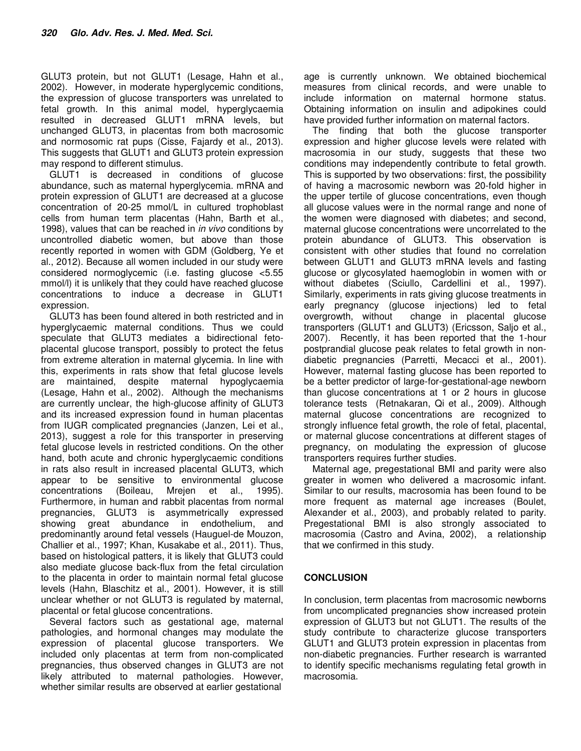GLUT3 protein, but not GLUT1 (Lesage, Hahn et al., 2002). However, in moderate hyperglycemic conditions, the expression of glucose transporters was unrelated to fetal growth. In this animal model, hyperglycaemia resulted in decreased GLUT1 mRNA levels, but unchanged GLUT3, in placentas from both macrosomic and normosomic rat pups (Cisse, Fajardy et al., 2013). This suggests that GLUT1 and GLUT3 protein expression may respond to different stimulus.

GLUT1 is decreased in conditions of glucose abundance, such as maternal hyperglycemia. mRNA and protein expression of GLUT1 are decreased at a glucose concentration of 20-25 mmol/L in cultured trophoblast cells from human term placentas (Hahn, Barth et al., 1998), values that can be reached in *in vivo* conditions by uncontrolled diabetic women, but above than those recently reported in women with GDM (Goldberg, Ye et al., 2012). Because all women included in our study were considered normoglycemic (i.e. fasting glucose <5.55 mmol/l) it is unlikely that they could have reached glucose concentrations to induce a decrease in GLUT1 expression.

GLUT3 has been found altered in both restricted and in hyperglycaemic maternal conditions. Thus we could speculate that GLUT3 mediates a bidirectional feto-placental glucose transport, possibly to protect the fetus from extreme alteration in maternal glycemia. In line with this, experiments in rats show that fetal glucose levels are maintained, despite maternal hypoglycaemia (Lesage, Hahn et al., 2002). Although the mechanisms are currently unclear, the high-glucose affinity of GLUT3 and its increased expression found in human placentas from IUGR complicated pregnancies (Janzen, Lei et al., 2013), suggest a role for this transporter in preserving fetal glucose levels in restricted conditions. On the other hand, both acute and chronic hyperglycaemic conditions in rats also result in increased placental GLUT3, which appear to be sensitive to environmental glucose concentrations (Boileau, Mrejen et al., 1995). Furthermore, in human and rabbit placentas from normal pregnancies, GLUT3 is asymmetrically expressed showing great abundance in endothelium, and predominantly around fetal vessels (Hauguel-de Mouzon, Challier et al., 1997; Khan, Kusakabe et al., 2011). Thus, based on histological patters, it is likely that GLUT3 could also mediate glucose back-flux from the fetal circulation to the placenta in order to maintain normal fetal glucose levels (Hahn, Blaschitz et al., 2001). However, it is still unclear whether or not GLUT3 is regulated by maternal, placental or fetal glucose concentrations.

Several factors such as gestational age, maternal pathologies, and hormonal changes may modulate the expression of placental glucose transporters. We included only placentas at term from non-complicated pregnancies, thus observed changes in GLUT3 are not likely attributed to maternal pathologies. However, whether similar results are observed at earlier gestational age is currently unknown. We obtained biochemical measures from clinical records, and were unable to include information on maternal hormone status. Obtaining information on insulin and adipokines could have provided further information on maternal factors.

The finding that both the glucose transporter expression and higher glucose levels were related with macrosomia in our study, suggests that these two conditions may independently contribute to fetal growth. This is supported by two observations: first, the possibility of having a macrosomic newborn was 20-fold higher in the upper tertile of glucose concentrations, even though all glucose values were in the normal range and none of the women were diagnosed with diabetes; and second, maternal glucose concentrations were uncorrelated to the protein abundance of GLUT3. This observation is consistent with other studies that found no correlation between GLUT1 and GLUT3 mRNA levels and fasting glucose or glycosylated haemoglobin in women with or without diabetes (Sciullo, Cardellini et al., 1997). Similarly, experiments in rats giving glucose treatments in early pregnancy (glucose injections) led to fetal overgrowth, without change in placental glucose transporters (GLUT1 and GLUT3) (Ericsson, Saljo et al., 2007). Recently, it has been reported that the 1-hour postprandial glucose peak relates to fetal growth in non-diabetic pregnancies (Parretti, Mecacci et al., 2001). However, maternal fasting glucose has been reported to be a better predictor of large-for-gestational-age newborn than glucose concentrations at 1 or 2 hours in glucose tolerance tests (Retnakaran, Qi et al., 2009). Although maternal glucose concentrations are recognized to strongly influence fetal growth, the role of fetal, placental, or maternal glucose concentrations at different stages of pregnancy, on modulating the expression of glucose transporters requires further studies.

Maternal age, pregestational BMI and parity were also greater in women who delivered a macrosomic infant. Similar to our results, macrosomia has been found to be more frequent as maternal age increases (Boulet, Alexander et al., 2003), and probably related to parity. Pregestational BMI is also strongly associated to macrosomia (Castro and Avina, 2002), a relationship that we confirmed in this study.

## CONCLUSION

In conclusion, term placentas from macrosomic newborns from uncomplicated pregnancies show increased protein expression of GLUT3 but not GLUT1. The results of the study contribute to characterize glucose transporters GLUT1 and GLUT3 protein expression in placentas from non-diabetic pregnancies. Further research is warranted to identify specific mechanisms regulating fetal growth in macrosomia.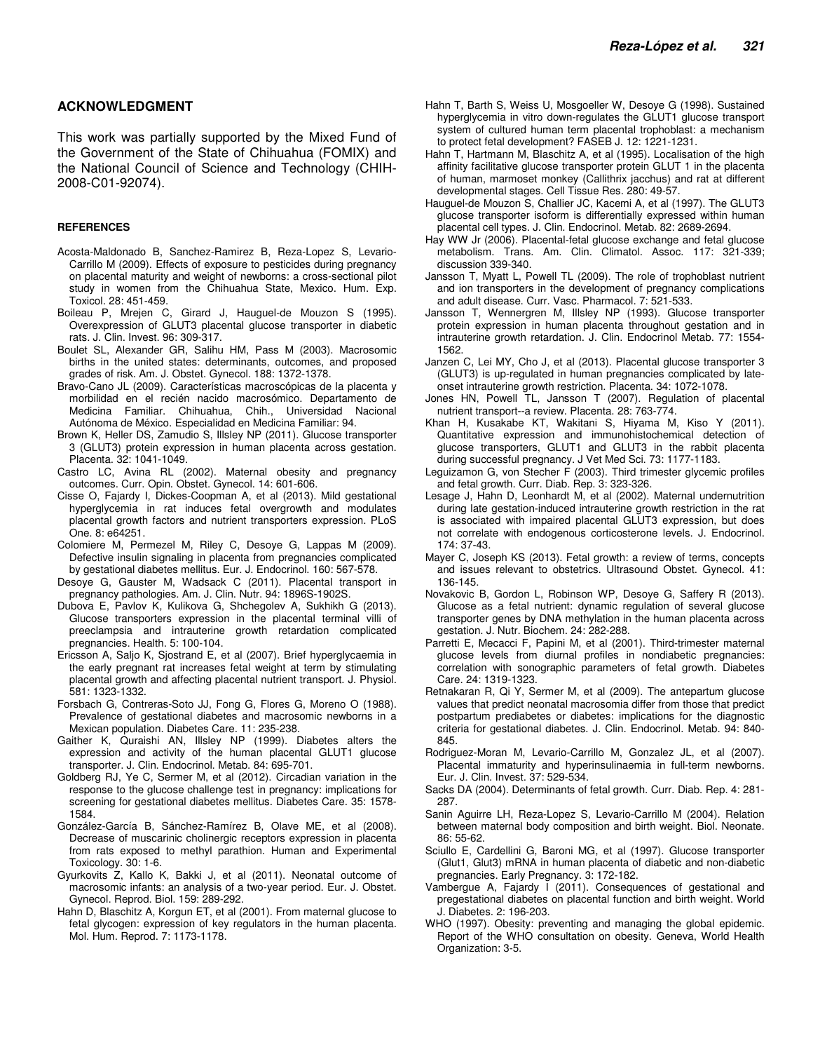## ACKNOWLEDGMENT

This work was partially supported by the Mixed Fund of the Government of the State of Chihuahua (FOMIX) and the National Council of Science and Technology (CHIH-2008-C01-92074).

### REFERENCES

Acosta-Maldonado B, Sanchez-Ramirez B, Reza-Lopez S, Levario-Carrillo M (2009). Effects of exposure to pesticides during pregnancy on placental maturity and weight of newborns: a cross-sectional pilot study in women from the Chihuahua State, Mexico. Hum. Exp. Toxicol. 28: 451-459.

Boileau P, Mrejen C, Girard J, Hauguel-de Mouzon S (1995). Overexpression of GLUT3 placental glucose transporter in diabetic rats. J. Clin. Invest. 96: 309-317.

Boulet SL, Alexander GR, Salihu HM, Pass M (2003). Macrosomic births in the united states: determinants, outcomes, and proposed grades of risk. Am. J. Obstet. Gynecol. 188: 1372-1378.

Bravo-Cano JL (2009). Características macroscópicas de la placenta y morbilidad en el recién nacido macrosómico. Departamento de Medicina Familiar. Chihuahua, Chih., Universidad Nacional Autónoma de México. Especialidad en Medicina Familiar: 94.

Brown K, Heller DS, Zamudio S, Illsley NP (2011). Glucose transporter 3 (GLUT3) protein expression in human placenta across gestation. Placenta. 32: 1041-1049.

Castro LC, Avina RL (2002). Maternal obesity and pregnancy outcomes. Curr. Opin. Obstet. Gynecol. 14: 601-606.

Cisse O, Fajardy I, Dickes-Coopman A, et al (2013). Mild gestational hyperglycemia in rat induces fetal overgrowth and modulates placental growth factors and nutrient transporters expression. PLoS One. 8: e64251.

Colomiere M, Permezel M, Riley C, Desoye G, Lappas M (2009). Defective insulin signaling in placenta from pregnancies complicated by gestational diabetes mellitus. Eur. J. Endocrinol. 160: 567-578.

Desoye G, Gauster M, Wadsack C (2011). Placental transport in pregnancy pathologies. Am. J. Clin. Nutr. 94: 1896S-1902S.

Dubova E, Pavlov K, Kulikova G, Shchegolev A, Sukhikh G (2013). Glucose transporters expression in the placental terminal villi of preeclampsia and intrauterine growth retardation complicated pregnancies. Health. 5: 100-104.

Ericsson A, Saljo K, Sjostrand E, et al (2007). Brief hyperglycaemia in the early pregnant rat increases fetal weight at term by stimulating placental growth and affecting placental nutrient transport. J. Physiol. 581: 1323-1332.

Forsbach G, Contreras-Soto JJ, Fong G, Flores G, Moreno O (1988). Prevalence of gestational diabetes and macrosomic newborns in a Mexican population. Diabetes Care. 11: 235-238.

Gaither K, Quraishi AN, Illsley NP (1999). Diabetes alters the expression and activity of the human placental GLUT1 glucose transporter. J. Clin. Endocrinol. Metab. 84: 695-701.

Goldberg RJ, Ye C, Sermer M, et al (2012). Circadian variation in the response to the glucose challenge test in pregnancy: implications for screening for gestational diabetes mellitus. Diabetes Care. 35: 1578-1584.

González-García B, Sánchez-Ramírez B, Olave ME, et al (2008). Decrease of muscarinic cholinergic receptors expression in placenta from rats exposed to methyl parathion. Human and Experimental Toxicology. 30: 1-6.

Gyurkovits Z, Kallo K, Bakki J, et al (2011). Neonatal outcome of macrosomic infants: an analysis of a two-year period. Eur. J. Obstet. Gynecol. Reprod. Biol. 159: 289-292.

Hahn D, Blaschitz A, Korgun ET, et al (2001). From maternal glucose to fetal glycogen: expression of key regulators in the human placenta. Mol. Hum. Reprod. 7: 1173-1178.

Hahn T, Barth S, Weiss U, Mosgoeller W, Desoye G (1998). Sustained hyperglycemia in vitro down-regulates the GLUT1 glucose transport system of cultured human term placental trophoblast: a mechanism to protect fetal development? FASEB J. 12: 1221-1231.

Hahn T, Hartmann M, Blaschitz A, et al (1995). Localisation of the high affinity facilitative glucose transporter protein GLUT 1 in the placenta of human, marmoset monkey (Callithrix jacchus) and rat at different developmental stages. Cell Tissue Res. 280: 49-57.

Hauguel-de Mouzon S, Challier JC, Kacemi A, et al (1997). The GLUT3 glucose transporter isoform is differentially expressed within human placental cell types. J. Clin. Endocrinol. Metab. 82: 2689-2694.

Hay WW Jr (2006). Placental-fetal glucose exchange and fetal glucose metabolism. Trans. Am. Clin. Climatol. Assoc. 117: 321-339; discussion 339-340.

Jansson T, Myatt L, Powell TL (2009). The role of trophoblast nutrient and ion transporters in the development of pregnancy complications and adult disease. Curr. Vasc. Pharmacol. 7: 521-533.

Jansson T, Wennergren M, Illsley NP (1993). Glucose transporter protein expression in human placenta throughout gestation and in intrauterine growth retardation. J. Clin. Endocrinol Metab. 77: 1554-1562.

Janzen C, Lei MY, Cho J, et al (2013). Placental glucose transporter 3 (GLUT3) is up-regulated in human pregnancies complicated by late-onset intrauterine growth restriction. Placenta. 34: 1072-1078.

Jones HN, Powell TL, Jansson T (2007). Regulation of placental nutrient transport--a review. Placenta. 28: 763-774.

Khan H, Kusakabe KT, Wakitani S, Hiyama M, Kiso Y (2011). Quantitative expression and immunohistochemical detection of glucose transporters, GLUT1 and GLUT3 in the rabbit placenta during successful pregnancy. J Vet Med Sci. 73: 1177-1183.

Leguizamon G, von Stecher F (2003). Third trimester glycemic profiles and fetal growth. Curr. Diab. Rep. 3: 323-326.

Lesage J, Hahn D, Leonhardt M, et al (2002). Maternal undernutrition during late gestation-induced intrauterine growth restriction in the rat is associated with impaired placental GLUT3 expression, but does not correlate with endogenous corticosterone levels. J. Endocrinol. 174: 37-43.

Mayer C, Joseph KS (2013). Fetal growth: a review of terms, concepts and issues relevant to obstetrics. Ultrasound Obstet. Gynecol. 41: 136-145.

Novakovic B, Gordon L, Robinson WP, Desoye G, Saffery R (2013). Glucose as a fetal nutrient: dynamic regulation of several glucose transporter genes by DNA methylation in the human placenta across gestation. J. Nutr. Biochem. 24: 282-288.

Parretti E, Mecacci F, Papini M, et al (2001). Third-trimester maternal glucose levels from diurnal profiles in nondiabetic pregnancies: correlation with sonographic parameters of fetal growth. Diabetes Care. 24: 1319-1323.

Retnakaran R, Qi Y, Sermer M, et al (2009). The antepartum glucose values that predict neonatal macrosomia differ from those that predict postpartum prediabetes or diabetes: implications for the diagnostic criteria for gestational diabetes. J. Clin. Endocrinol. Metab. 94: 840-845.

Rodriguez-Moran M, Levario-Carrillo M, Gonzalez JL, et al (2007). Placental immaturity and hyperinsulinaemia in full-term newborns. Eur. J. Clin. Invest. 37: 529-534.

Sacks DA (2004). Determinants of fetal growth. Curr. Diab. Rep. 4: 281-287.

Sanin Aguirre LH, Reza-Lopez S, Levario-Carrillo M (2004). Relation between maternal body composition and birth weight. Biol. Neonate. 86: 55-62.

Sciullo E, Cardellini G, Baroni MG, et al (1997). Glucose transporter (Glut1, Glut3) mRNA in human placenta of diabetic and non-diabetic pregnancies. Early Pregnancy. 3: 172-182.

Vambergue A, Fajardy I (2011). Consequences of gestational and pregestational diabetes on placental function and birth weight. World J. Diabetes. 2: 196-203.

WHO (1997). Obesity: preventing and managing the global epidemic. Report of the WHO consultation on obesity. Geneva, World Health Organization: 3-5.